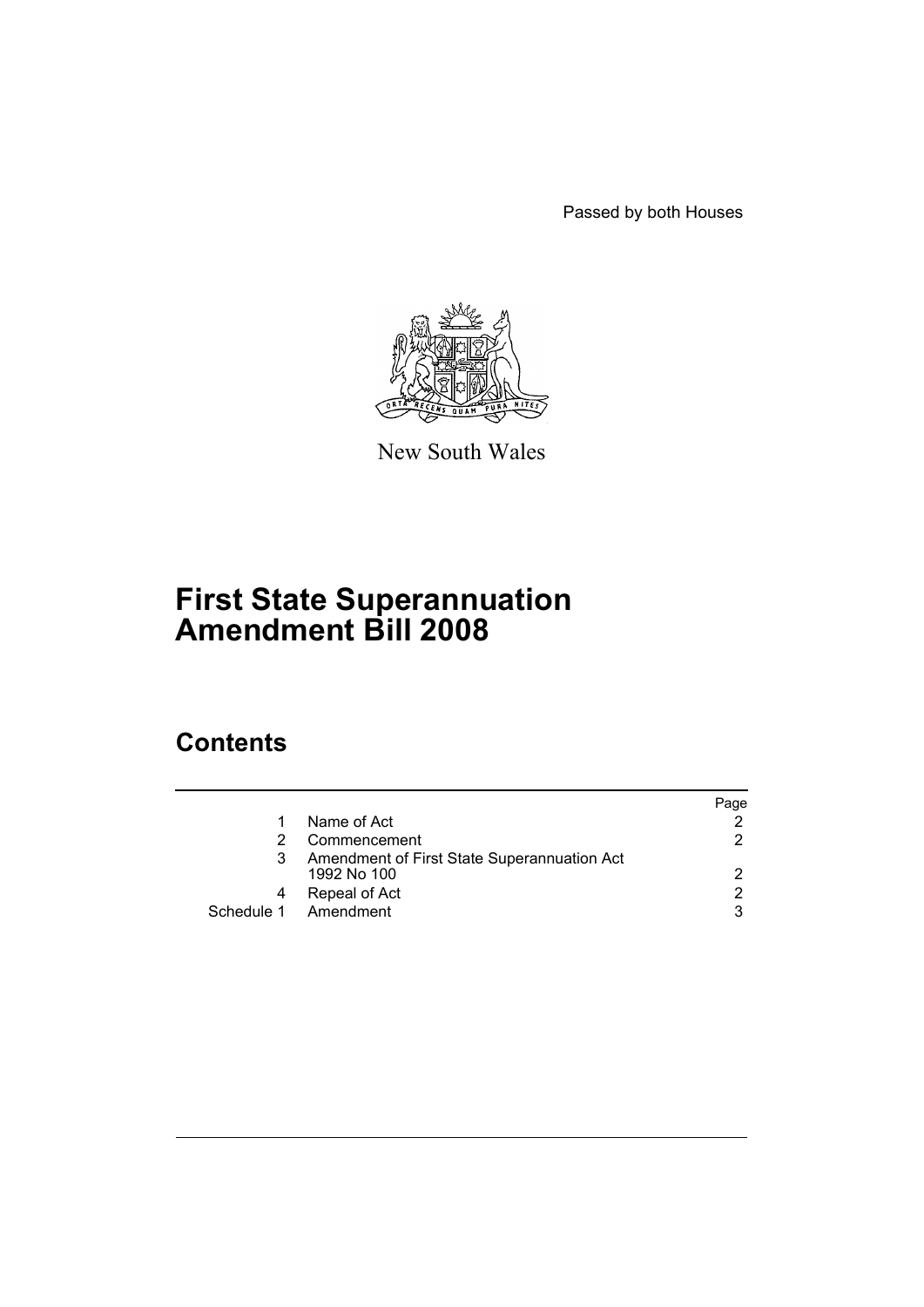Passed by both Houses

New South Wales

# First State Superannuation Amendment Bill 2008

## Contents

| | | Page |
|---|---|---|
| 1 | Name of Act | 2 |
| 2 | Commencement | 2 |
| 3 | Amendment of First State Superannuation Act 1992 No 100 | 2 |
| 4 | Repeal of Act | 2 |
| Schedule 1 | Amendment | 3 |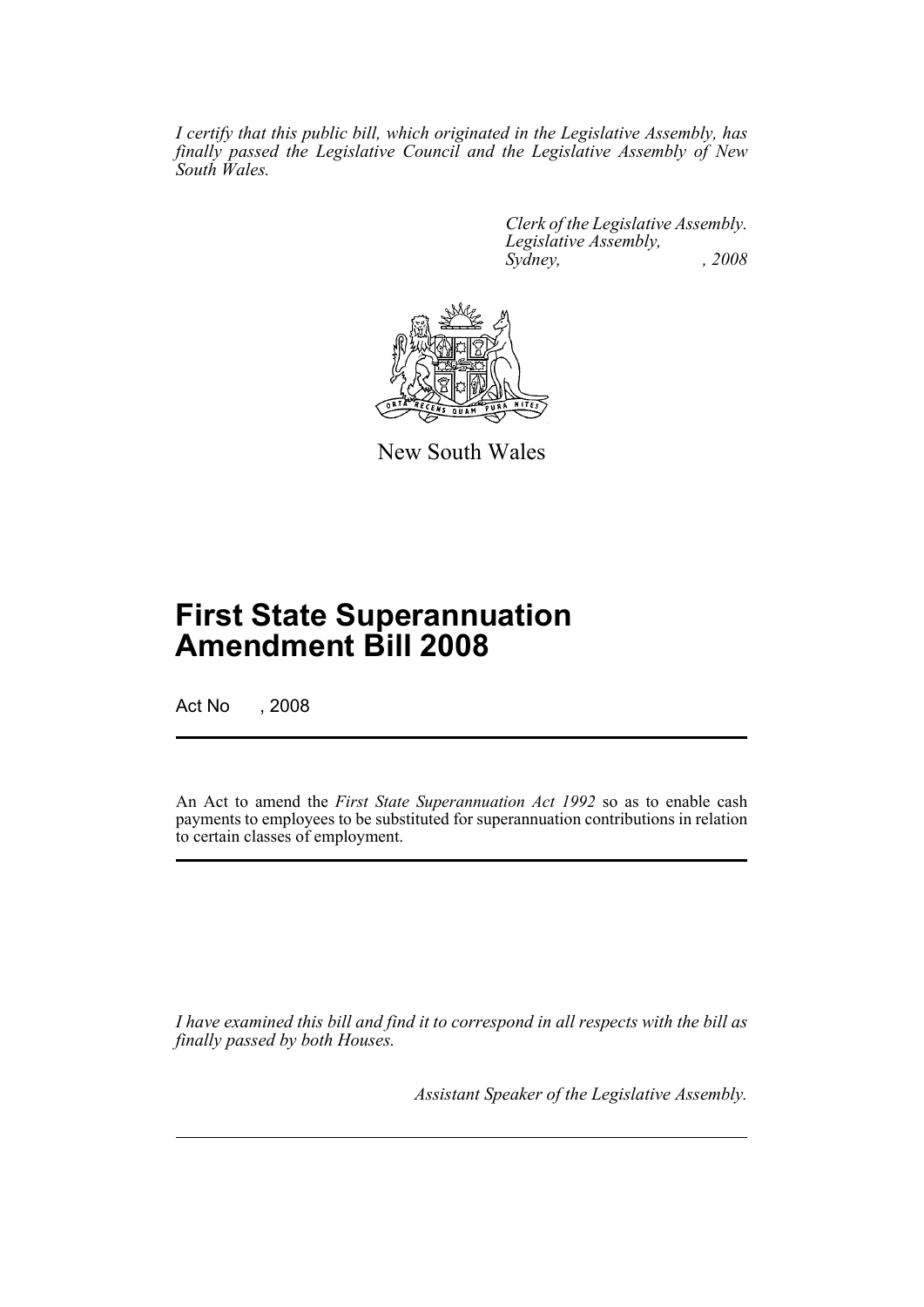*I certify that this public bill, which originated in the Legislative Assembly, has finally passed the Legislative Council and the Legislative Assembly of New South Wales.*

*Clerk of the Legislative Assembly.*
*Legislative Assembly,*
*Sydney, , 2008*

New South Wales

# First State Superannuation Amendment Bill 2008

Act No , 2008

An Act to amend the *First State Superannuation Act 1992* so as to enable cash payments to employees to be substituted for superannuation contributions in relation to certain classes of employment.

*I have examined this bill and find it to correspond in all respects with the bill as finally passed by both Houses.*

*Assistant Speaker of the Legislative Assembly.*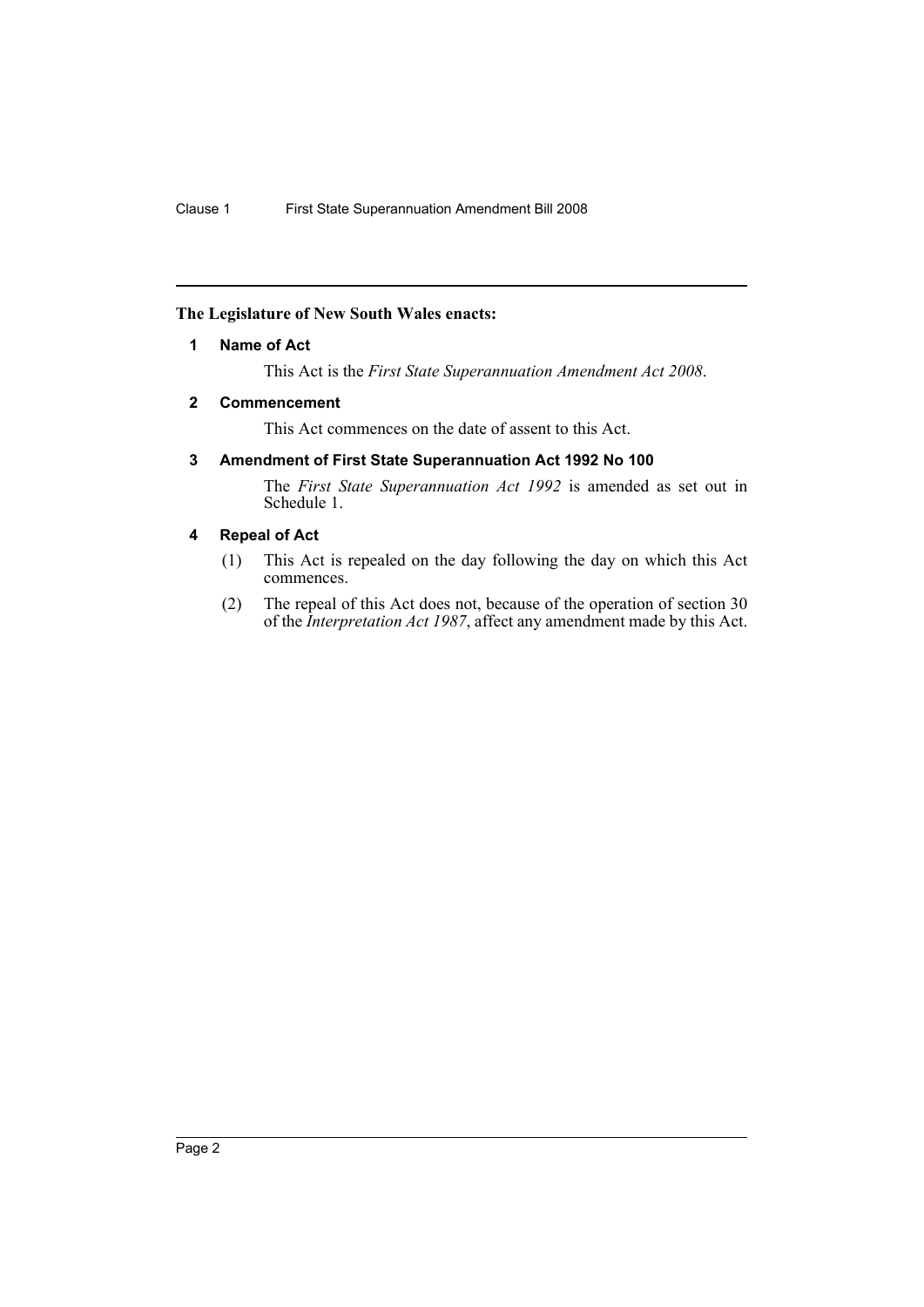**The Legislature of New South Wales enacts:**

## 1 Name of Act

This Act is the *First State Superannuation Amendment Act 2008*.

## 2 Commencement

This Act commences on the date of assent to this Act.

## 3 Amendment of First State Superannuation Act 1992 No 100

The *First State Superannuation Act 1992* is amended as set out in Schedule 1.

## 4 Repeal of Act

(1) This Act is repealed on the day following the day on which this Act commences.

(2) The repeal of this Act does not, because of the operation of section 30 of the *Interpretation Act 1987*, affect any amendment made by this Act.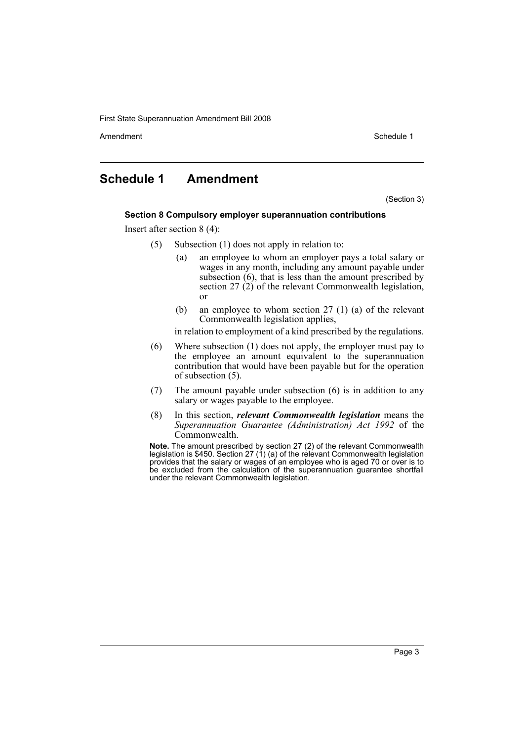## Schedule 1 Amendment

(Section 3)

#### Section 8 Compulsory employer superannuation contributions

Insert after section 8 (4):

(5) Subsection (1) does not apply in relation to:

(a) an employee to whom an employer pays a total salary or wages in any month, including any amount payable under subsection (6), that is less than the amount prescribed by section 27 (2) of the relevant Commonwealth legislation, or

(b) an employee to whom section 27 (1) (a) of the relevant Commonwealth legislation applies,

in relation to employment of a kind prescribed by the regulations.

(6) Where subsection (1) does not apply, the employer must pay to the employee an amount equivalent to the superannuation contribution that would have been payable but for the operation of subsection (5).

(7) The amount payable under subsection (6) is in addition to any salary or wages payable to the employee.

(8) In this section, ***relevant Commonwealth legislation*** means the *Superannuation Guarantee (Administration) Act 1992* of the Commonwealth.

**Note.** The amount prescribed by section 27 (2) of the relevant Commonwealth legislation is $450. Section 27 (1) (a) of the relevant Commonwealth legislation provides that the salary or wages of an employee who is aged 70 or over is to be excluded from the calculation of the superannuation guarantee shortfall under the relevant Commonwealth legislation.